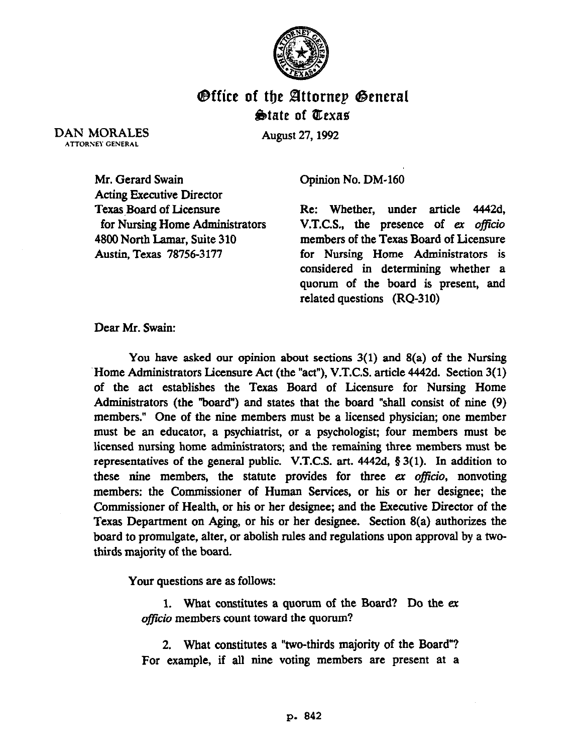# Office of the Attorney General
## State of Texas

DAN MORALES
ATTORNEY GENERAL

August 27, 1992

Mr. Gerard Swain
Acting Executive Director
Texas Board of Licensure
for Nursing Home Administrators
4800 North Lamar, Suite 310
Austin, Texas 78756-3177

Opinion No. DM-160

Re: Whether, under article 4442d, V.T.C.S., the presence of *ex officio* members of the Texas Board of Licensure for Nursing Home Administrators is considered in determining whether a quorum of the board is present, and related questions (RQ-310)

Dear Mr. Swain:

You have asked our opinion about sections 3(1) and 8(a) of the Nursing Home Administrators Licensure Act (the "act"), V.T.C.S. article 4442d. Section 3(1) of the act establishes the Texas Board of Licensure for Nursing Home Administrators (the "board") and states that the board "shall consist of nine (9) members." One of the nine members must be a licensed physician; one member must be an educator, a psychiatrist, or a psychologist; four members must be licensed nursing home administrators; and the remaining three members must be representatives of the general public. V.T.C.S. art. 4442d, § 3(1). In addition to these nine members, the statute provides for three *ex officio*, nonvoting members: the Commissioner of Human Services, or his or her designee; the Commissioner of Health, or his or her designee; and the Executive Director of the Texas Department on Aging, or his or her designee. Section 8(a) authorizes the board to promulgate, alter, or abolish rules and regulations upon approval by a two-thirds majority of the board.

Your questions are as follows:

1. What constitutes a quorum of the Board? Do the *ex officio* members count toward the quorum?

2. What constitutes a "two-thirds majority of the Board"? For example, if all nine voting members are present at a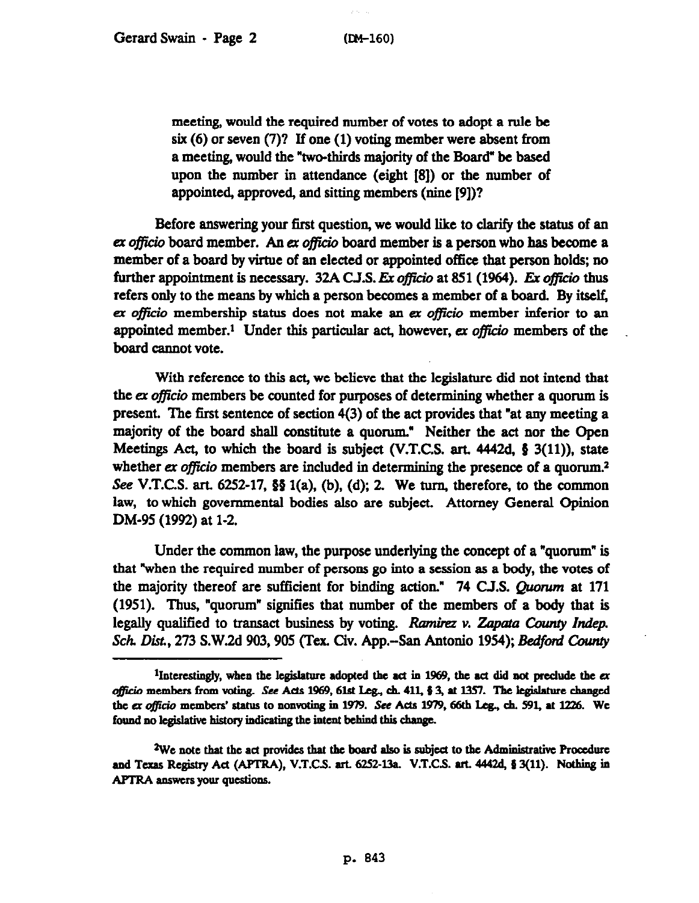meeting, would the required number of votes to adopt a rule be six (6) or seven (7)? If one (1) voting member were absent from a meeting, would the "two-thirds majority of the Board" be based upon the number in attendance (eight [8]) or the number of appointed, approved, and sitting members (nine [9])?

Before answering your first question, we would like to clarify the status of an *ex officio* board member. An *ex officio* board member is a person who has become a member of a board by virtue of an elected or appointed office that person holds; no further appointment is necessary. 32A C.J.S. *Ex officio* at 851 (1964). *Ex officio* thus refers only to the means by which a person becomes a member of a board. By itself, *ex officio* membership status does not make an *ex officio* member inferior to an appointed member.[1] Under this particular act, however, *ex officio* members of the board cannot vote.

With reference to this act, we believe that the legislature did not intend that the *ex officio* members be counted for purposes of determining whether a quorum is present. The first sentence of section 4(3) of the act provides that "at any meeting a majority of the board shall constitute a quorum." Neither the act nor the Open Meetings Act, to which the board is subject (V.T.C.S. art. 4442d, § 3(11)), state whether *ex officio* members are included in determining the presence of a quorum.[2] *See* V.T.C.S. art. 6252-17, §§ 1(a), (b), (d); 2. We turn, therefore, to the common law, to which governmental bodies also are subject. Attorney General Opinion DM-95 (1992) at 1-2.

Under the common law, the purpose underlying the concept of a "quorum" is that "when the required number of persons go into a session as a body, the votes of the majority thereof are sufficient for binding action." 74 C.J.S. *Quorum* at 171 (1951). Thus, "quorum" signifies that number of the members of a body that is legally qualified to transact business by voting. *Ramirez v. Zapata County Indep. Sch. Dist.*, 273 S.W.2d 903, 905 (Tex. Civ. App.--San Antonio 1954); *Bedford County*

---

[1]Interestingly, when the legislature adopted the act in 1969, the act did not preclude the *ex officio* members from voting. *See* Acts 1969, 61st Leg., ch. 411, § 3, at 1357. The legislature changed the *ex officio* members' status to nonvoting in 1979. *See* Acts 1979, 66th Leg., ch. 591, at 1226. We found no legislative history indicating the intent behind this change.

[2]We note that the act provides that the board also is subject to the Administrative Procedure and Texas Registry Act (APTRA), V.T.C.S. art. 6252-13a. V.T.C.S. art. 4442d, § 3(11). Nothing in APTRA answers your questions.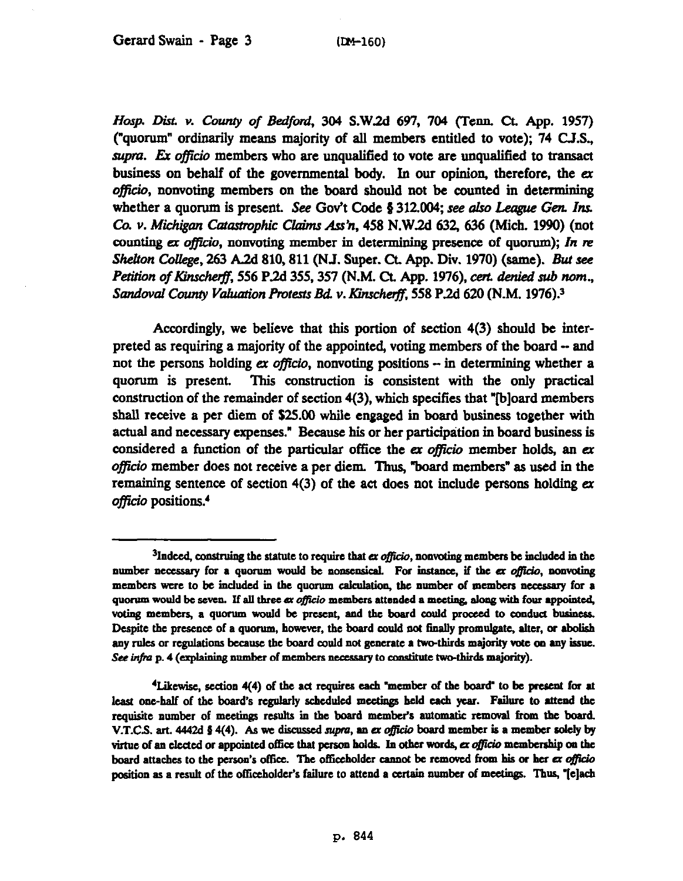*Hosp. Dist. v. County of Bedford*, 304 S.W.2d 697, 704 (Tenn. Ct. App. 1957) ("quorum" ordinarily means majority of all members entitled to vote); 74 C.J.S., *supra*. *Ex officio* members who are unqualified to vote are unqualified to transact business on behalf of the governmental body. In our opinion, therefore, the *ex officio*, nonvoting members on the board should not be counted in determining whether a quorum is present. *See* Gov't Code § 312.004; *see also League Gen. Ins. Co. v. Michigan Catastrophic Claims Ass'n*, 458 N.W.2d 632, 636 (Mich. 1990) (not counting *ex officio*, nonvoting member in determining presence of quorum); *In re Shelton College*, 263 A.2d 810, 811 (N.J. Super. Ct. App. Div. 1970) (same). *But see Petition of Kinscherff*, 556 P.2d 355, 357 (N.M. Ct. App. 1976), *cert. denied sub nom.*, *Sandoval County Valuation Protests Bd. v. Kinscherff*, 558 P.2d 620 (N.M. 1976).[3]

Accordingly, we believe that this portion of section 4(3) should be interpreted as requiring a majority of the appointed, voting members of the board -- and not the persons holding *ex officio*, nonvoting positions -- in determining whether a quorum is present. This construction is consistent with the only practical construction of the remainder of section 4(3), which specifies that "[b]oard members shall receive a per diem of $25.00 while engaged in board business together with actual and necessary expenses." Because his or her participation in board business is considered a function of the particular office the *ex officio* member holds, an *ex officio* member does not receive a per diem. Thus, "board members" as used in the remaining sentence of section 4(3) of the act does not include persons holding *ex officio* positions.[4]

---

[3]Indeed, construing the statute to require that *ex officio*, nonvoting members be included in the number necessary for a quorum would be nonsensical. For instance, if the *ex officio*, nonvoting members were to be included in the quorum calculation, the number of members necessary for a quorum would be seven. If all three *ex officio* members attended a meeting, along with four appointed, voting members, a quorum would be present, and the board could proceed to conduct business. Despite the presence of a quorum, however, the board could not finally promulgate, alter, or abolish any rules or regulations because the board could not generate a two-thirds majority vote on any issue. *See infra* p. 4 (explaining number of members necessary to constitute two-thirds majority).

[4]Likewise, section 4(4) of the act requires each "member of the board" to be present for at least one-half of the board's regularly scheduled meetings held each year. Failure to attend the requisite number of meetings results in the board member's automatic removal from the board. V.T.C.S. art. 4442d § 4(4). As we discussed *supra*, an *ex officio* board member is a member solely by virtue of an elected or appointed office that person holds. In other words, *ex officio* membership on the board attaches to the person's office. The officeholder cannot be removed from his or her *ex officio* position as a result of the officeholder's failure to attend a certain number of meetings. Thus, "[e]ach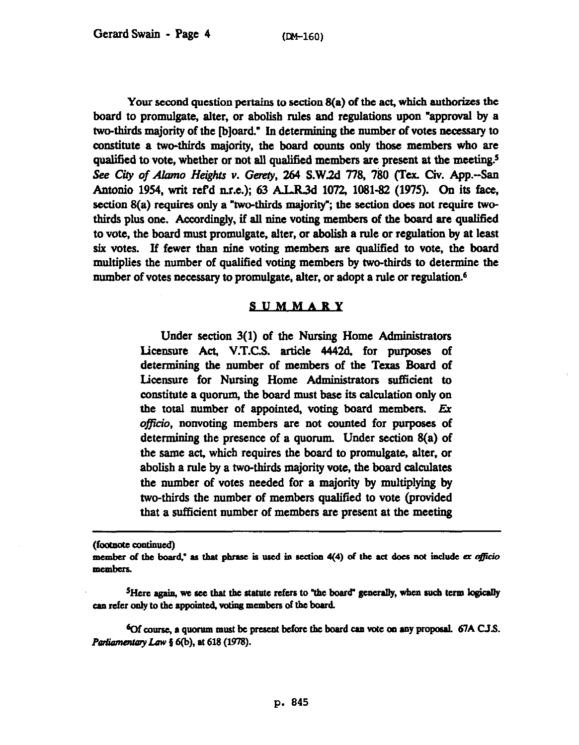Your second question pertains to section 8(a) of the act, which authorizes the board to promulgate, alter, or abolish rules and regulations upon "approval by a two-thirds majority of the [b]oard." In determining the number of votes necessary to constitute a two-thirds majority, the board counts only those members who are qualified to vote, whether or not all qualified members are present at the meeting.[5] *See City of Alamo Heights v. Gerety*, 264 S.W.2d 778, 780 (Tex. Civ. App.--San Antonio 1954, writ ref'd n.r.e.); 63 A.L.R.3d 1072, 1081-82 (1975). On its face, section 8(a) requires only a "two-thirds majority"; the section does not require two-thirds plus one. Accordingly, if all nine voting members of the board are qualified to vote, the board must promulgate, alter, or abolish a rule or regulation by at least six votes. If fewer than nine voting members are qualified to vote, the board multiplies the number of qualified voting members by two-thirds to determine the number of votes necessary to promulgate, alter, or adopt a rule or regulation.[6]

## SUMMARY

> Under section 3(1) of the Nursing Home Administrators Licensure Act, V.T.C.S. article 4442d, for purposes of determining the number of members of the Texas Board of Licensure for Nursing Home Administrators sufficient to constitute a quorum, the board must base its calculation only on the total number of appointed, voting board members. *Ex officio*, nonvoting members are not counted for purposes of determining the presence of a quorum. Under section 8(a) of the same act, which requires the board to promulgate, alter, or abolish a rule by a two-thirds majority vote, the board calculates the number of votes needed for a majority by multiplying by two-thirds the number of members qualified to vote (provided that a sufficient number of members are present at the meeting

---

(footnote continued)
member of the board," as that phrase is used in section 4(4) of the act does not include *ex officio* members.

[5]Here again, we see that the statute refers to "the board" generally, when such term logically can refer only to the appointed, voting members of the board.

[6]Of course, a quorum must be present before the board can vote on any proposal. 67A C.J.S. *Parliamentary Law* § 6(b), at 618 (1978).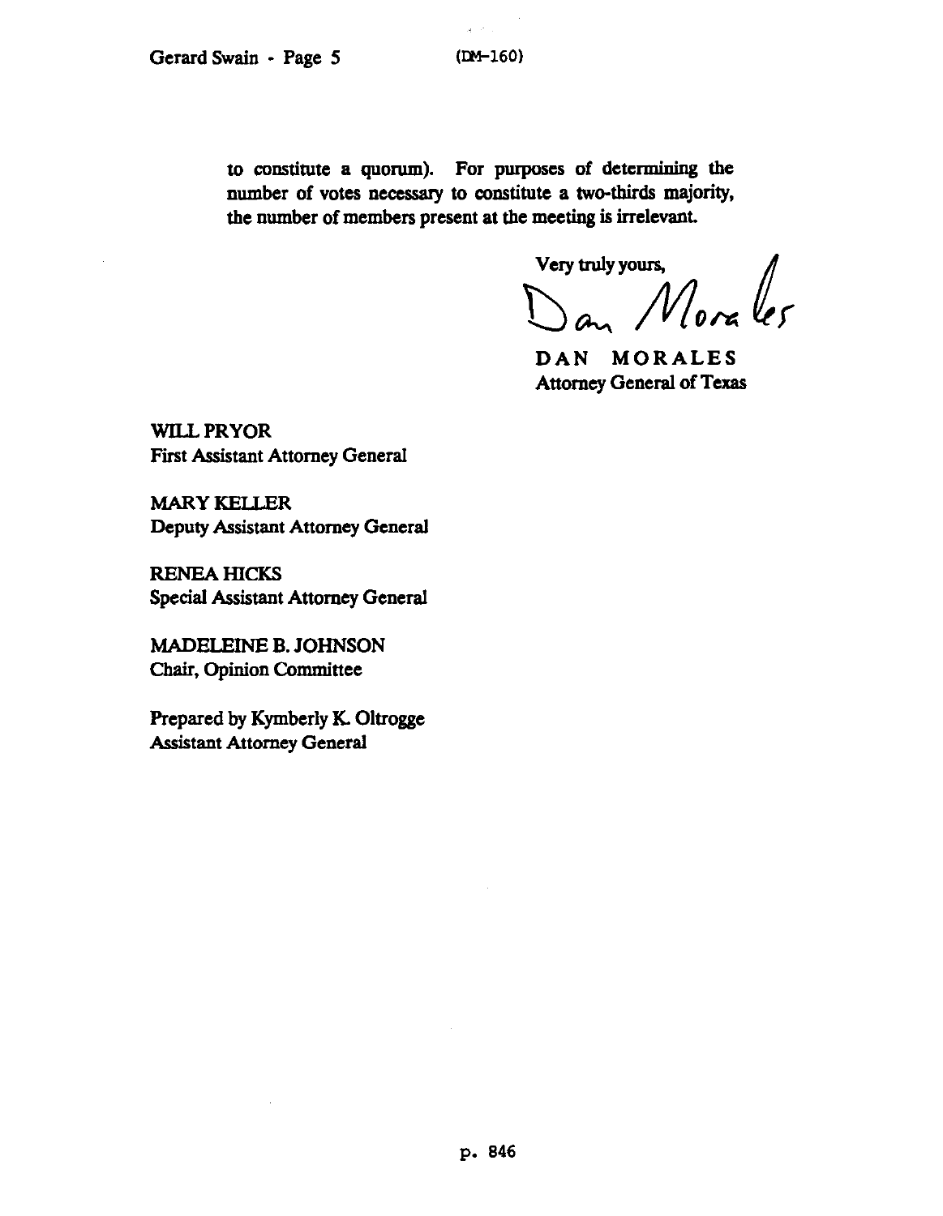to constitute a quorum). For purposes of determining the number of votes necessary to constitute a two-thirds majority, the number of members present at the meeting is irrelevant.

Very truly yours,

Dan Morales

**DAN MORALES**
Attorney General of Texas

WILL PRYOR
First Assistant Attorney General

MARY KELLER
Deputy Assistant Attorney General

RENEA HICKS
Special Assistant Attorney General

MADELEINE B. JOHNSON
Chair, Opinion Committee

Prepared by Kymberly K. Oltrogge
Assistant Attorney General